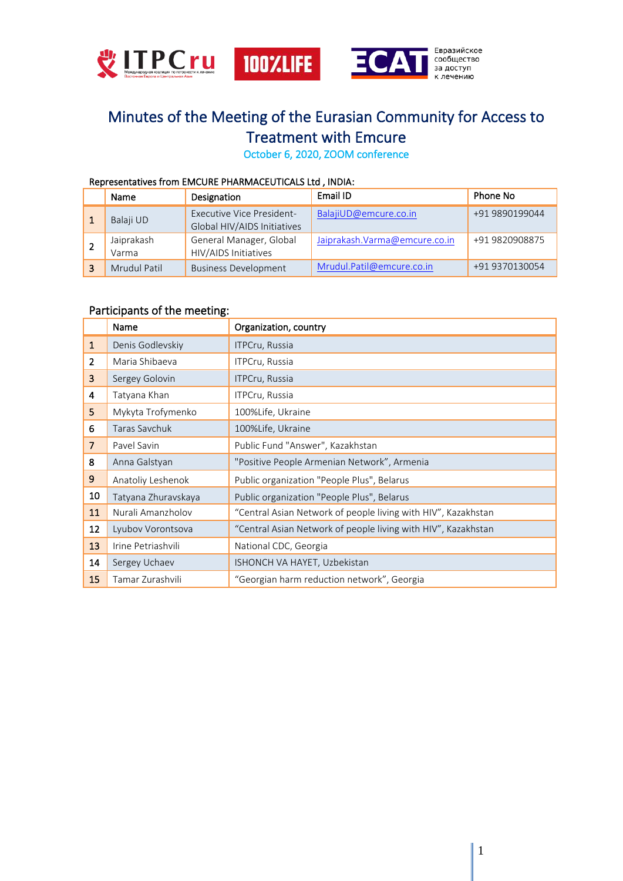# Minutes of the Meeting of the Eurasian Community for Access to Treatment with Emcure

October 6, 2020, ZOOM conference

Representatives from EMCURE PHARMACEUTICALS Ltd , INDIA:

| | Name | Designation | Email ID | Phone No |
|---|---|---|---|---|
| 1 | Balaji UD | Executive Vice President- Global HIV/AIDS Initiatives | BalajiUD@emcure.co.in | +91 9890199044 |
| 2 | Jaiprakash Varma | General Manager, Global HIV/AIDS Initiatives | Jaiprakash.Varma@emcure.co.in | +91 9820908875 |
| 3 | Mrudul Patil | Business Development | Mrudul.Patil@emcure.co.in | +91 9370130054 |

## Participants of the meeting:

| | Name | Organization, country |
|---|---|---|
| 1 | Denis Godlevskiy | ITPCru, Russia |
| 2 | Maria Shibaeva | ITPCru, Russia |
| 3 | Sergey Golovin | ITPCru, Russia |
| 4 | Tatyana Khan | ITPCru, Russia |
| 5 | Mykyta Trofymenko | 100%Life, Ukraine |
| 6 | Taras Savchuk | 100%Life, Ukraine |
| 7 | Pavel Savin | Public Fund "Answer", Kazakhstan |
| 8 | Anna Galstyan | "Positive People Armenian Network", Armenia |
| 9 | Anatoliy Leshenok | Public organization "People Plus", Belarus |
| 10 | Tatyana Zhuravskaya | Public organization "People Plus", Belarus |
| 11 | Nurali Amanzholov | "Central Asian Network of people living with HIV", Kazakhstan |
| 12 | Lyubov Vorontsova | "Central Asian Network of people living with HIV", Kazakhstan |
| 13 | Irine Petriashvili | National CDC, Georgia |
| 14 | Sergey Uchaev | ISHONCH VA HAYET, Uzbekistan |
| 15 | Tamar Zurashvili | "Georgian harm reduction network", Georgia |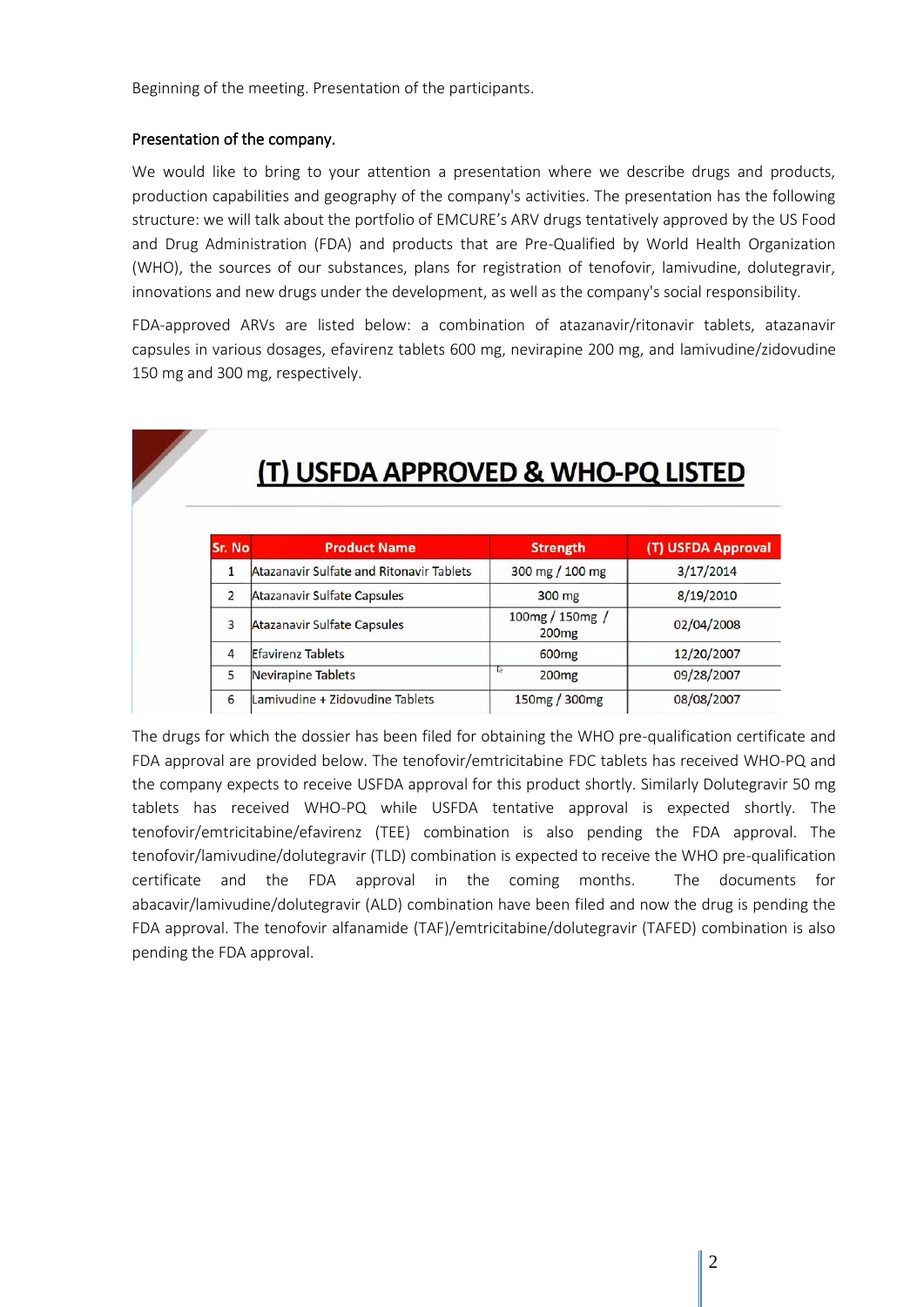Beginning of the meeting. Presentation of the participants.

**Presentation of the company.**

We would like to bring to your attention a presentation where we describe drugs and products, production capabilities and geography of the company's activities. The presentation has the following structure: we will talk about the portfolio of EMCURE's ARV drugs tentatively approved by the US Food and Drug Administration (FDA) and products that are Pre-Qualified by World Health Organization (WHO), the sources of our substances, plans for registration of tenofovir, lamivudine, dolutegravir, innovations and new drugs under the development, as well as the company's social responsibility.

FDA-approved ARVs are listed below: a combination of atazanavir/ritonavir tablets, atazanavir capsules in various dosages, efavirenz tablets 600 mg, nevirapine 200 mg, and lamivudine/zidovudine 150 mg and 300 mg, respectively.

## (T) USFDA APPROVED & WHO-PQ LISTED

| Sr. No | Product Name | Strength | (T) USFDA Approval |
|---|---|---|---|
| 1 | Atazanavir Sulfate and Ritonavir Tablets | 300 mg / 100 mg | 3/17/2014 |
| 2 | Atazanavir Sulfate Capsules | 300 mg | 8/19/2010 |
| 3 | Atazanavir Sulfate Capsules | 100mg / 150mg / 200mg | 02/04/2008 |
| 4 | Efavirenz Tablets | 600mg | 12/20/2007 |
| 5 | Nevirapine Tablets | 200mg | 09/28/2007 |
| 6 | Lamivudine + Zidovudine Tablets | 150mg / 300mg | 08/08/2007 |

The drugs for which the dossier has been filed for obtaining the WHO pre-qualification certificate and FDA approval are provided below. The tenofovir/emtricitabine FDC tablets has received WHO-PQ and the company expects to receive USFDA approval for this product shortly. Similarly Dolutegravir 50 mg tablets has received WHO-PQ while USFDA tentative approval is expected shortly. The tenofovir/emtricitabine/efavirenz (TEE) combination is also pending the FDA approval. The tenofovir/lamivudine/dolutegravir (TLD) combination is expected to receive the WHO pre-qualification certificate and the FDA approval in the coming months. The documents for abacavir/lamivudine/dolutegravir (ALD) combination have been filed and now the drug is pending the FDA approval. The tenofovir alfanamide (TAF)/emtricitabine/dolutegravir (TAFED) combination is also pending the FDA approval.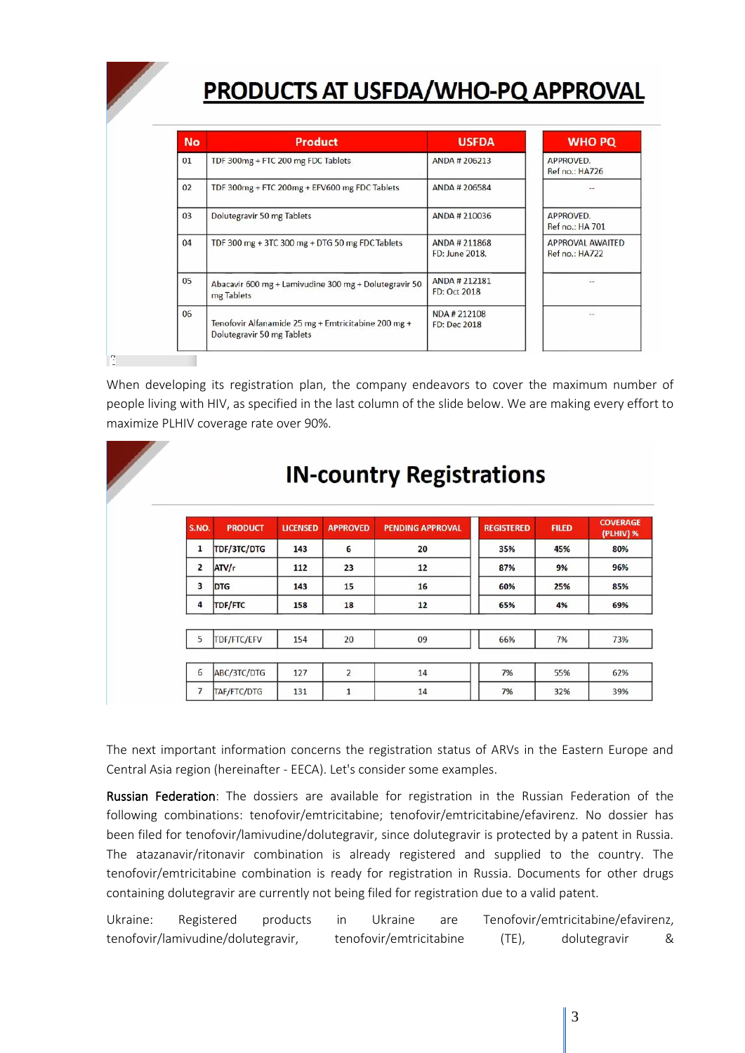## PRODUCTS AT USFDA/WHO-PQ APPROVAL

| No | Product | USFDA | WHO PQ |
|---|---|---|---|
| 01 | TDF 300mg + FTC 200 mg FDC Tablets | ANDA # 206213 | APPROVED. Ref no.: HA726 |
| 02 | TDF 300mg + FTC 200mg + EFV600 mg FDC Tablets | ANDA # 206584 | -- |
| 03 | Dolutegravir 50 mg Tablets | ANDA # 210036 | APPROVED. Ref no.: HA 701 |
| 04 | TDF 300 mg + 3TC 300 mg + DTG 50 mg FDC Tablets | ANDA # 211868 FD: June 2018. | APPROVAL AWAITED Ref no.: HA722 |
| 05 | Abacavir 600 mg + Lamivudine 300 mg + Dolutegravir 50 mg Tablets | ANDA # 212181 FD: Oct 2018 | -- |
| 06 | Tenofovir Alfanamide 25 mg + Emtricitabine 200 mg + Dolutegravir 50 mg Tablets | NDA # 212108 FD: Dec 2018 | -- |

When developing its registration plan, the company endeavors to cover the maximum number of people living with HIV, as specified in the last column of the slide below. We are making every effort to maximize PLHIV coverage rate over 90%.

## IN-country Registrations

| S.NO. | PRODUCT | LICENSED | APPROVED | PENDING APPROVAL | REGISTERED | FILED | COVERAGE (PLHIV) % |
|---|---|---|---|---|---|---|---|
| 1 | TDF/3TC/DTG | 143 | 6 | 20 | 35% | 45% | 80% |
| 2 | ATV/r | 112 | 23 | 12 | 87% | 9% | 96% |
| 3 | DTG | 143 | 15 | 16 | 60% | 25% | 85% |
| 4 | TDF/FTC | 158 | 18 | 12 | 65% | 4% | 69% |
| 5 | TDF/FTC/EFV | 154 | 20 | 09 | 66% | 7% | 73% |
| 6 | ABC/3TC/DTG | 127 | 2 | 14 | 7% | 55% | 62% |
| 7 | TAF/FTC/DTG | 131 | 1 | 14 | 7% | 32% | 39% |

The next important information concerns the registration status of ARVs in the Eastern Europe and Central Asia region (hereinafter - EECA). Let's consider some examples.

Russian Federation: The dossiers are available for registration in the Russian Federation of the following combinations: tenofovir/emtricitabine; tenofovir/emtricitabine/efavirenz. No dossier has been filed for tenofovir/lamivudine/dolutegravir, since dolutegravir is protected by a patent in Russia. The atazanavir/ritonavir combination is already registered and supplied to the country. The tenofovir/emtricitabine combination is ready for registration in Russia. Documents for other drugs containing dolutegravir are currently not being filed for registration due to a valid patent.

Ukraine: Registered products in Ukraine are Tenofovir/emtricitabine/efavirenz, tenofovir/lamivudine/dolutegravir, tenofovir/emtricitabine (TE), dolutegravir &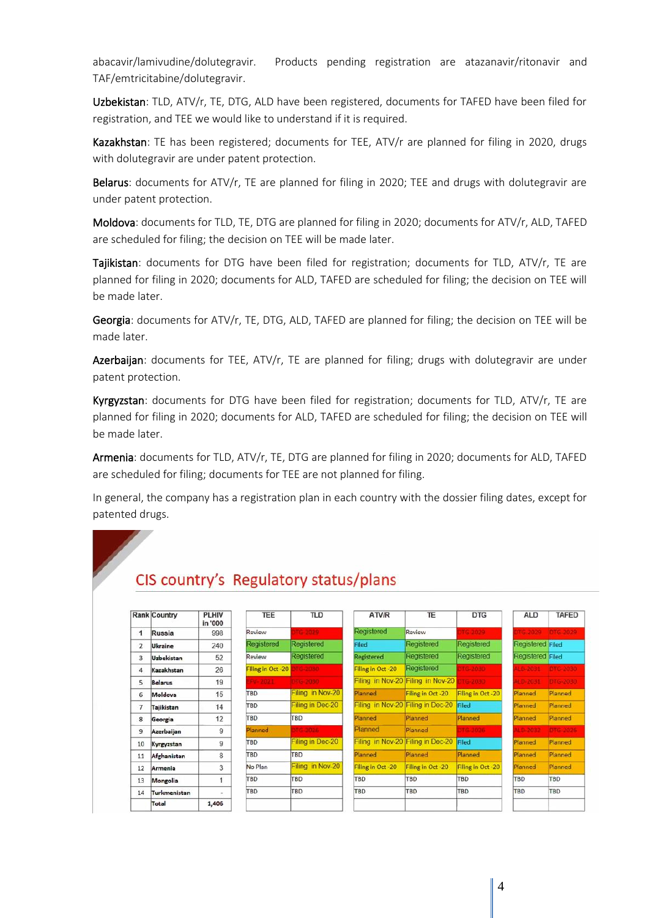abacavir/lamivudine/dolutegravir. Products pending registration are atazanavir/ritonavir and TAF/emtricitabine/dolutegravir.

**Uzbekistan**: TLD, ATV/r, TE, DTG, ALD have been registered, documents for TAFED have been filed for registration, and TEE we would like to understand if it is required.

**Kazakhstan**: TE has been registered; documents for TEE, ATV/r are planned for filing in 2020, drugs with dolutegravir are under patent protection.

**Belarus**: documents for ATV/r, TE are planned for filing in 2020; TEE and drugs with dolutegravir are under patent protection.

**Moldova**: documents for TLD, TE, DTG are planned for filing in 2020; documents for ATV/r, ALD, TAFED are scheduled for filing; the decision on TEE will be made later.

**Tajikistan**: documents for DTG have been filed for registration; documents for TLD, ATV/r, TE are planned for filing in 2020; documents for ALD, TAFED are scheduled for filing; the decision on TEE will be made later.

**Georgia**: documents for ATV/r, TE, DTG, ALD, TAFED are planned for filing; the decision on TEE will be made later.

**Azerbaijan**: documents for TEE, ATV/r, TE are planned for filing; drugs with dolutegravir are under patent protection.

**Kyrgyzstan**: documents for DTG have been filed for registration; documents for TLD, ATV/r, TE are planned for filing in 2020; documents for ALD, TAFED are scheduled for filing; the decision on TEE will be made later.

**Armenia**: documents for TLD, ATV/r, TE, DTG are planned for filing in 2020; documents for ALD, TAFED are scheduled for filing; documents for TEE are not planned for filing.

In general, the company has a registration plan in each country with the dossier filing dates, except for patented drugs.

## CIS country's Regulatory status/plans

| Rank | Country | PLHIV in '000 | TEE | TLD | ATVR | TE | DTG | ALD | TAFED |
|---|---|---|---|---|---|---|---|---|---|
| 1 | Russia | 998 | Review | DTG-2029 | Registered | Review | DTG-2029 | DTG-2029 | DTG-2029 |
| 2 | Ukraine | 240 | Registered | Registered | Filed | Registered | Registered | Registered | Filed |
| 3 | Uzbekistan | 52 | Review | Registered | Registered | Registered | Registered | Registered | Filed |
| 4 | Kazakhstan | 26 | Filing in Oct -20 | DTG-2030 | Filing in Oct -20 | Registered | DTG-2030 | ALD-2031 | DTG-2030 |
| 5 | Belarus | 19 | EFV- 2021 | DTG-2030 | Filing in Nov-20 | Filing in Nov-20 | DTG-2030 | ALD-2031 | DTG-2030 |
| 6 | Moldova | 15 | TBD | Filing in Nov-20 | Planned | Filing in Oct -20 | Filing in Oct -20 | Planned | Planned |
| 7 | Tajikistan | 14 | TBD | Filing in Dec-20 | Filing in Nov-20 | Filing in Dec-20 | Filed | Planned | Planned |
| 8 | Georgia | 12 | TBD | TBD | Planned | Planned | Planned | Planned | Planned |
| 9 | Azerbaijan | 9 | Planned | DTG-2026 | Planned | Planned | DTG-2026 | ALD-2032 | DTG-2026 |
| 10 | Kyrgyzstan | 9 | TBD | Filing in Dec-20 | Filing in Nov-20 | Filing in Dec-20 | Filed | Planned | Planned |
| 11 | Afghanistan | 8 | TBD | TBD | Planned | Planned | Planned | Planned | Planned |
| 12 | Armenia | 3 | No Plan | Filing in Nov-20 | Filing in Oct -20 | Filing in Oct -20 | Filing in Oct -20 | Planned | Planned |
| 13 | Mongolia | 1 | TBD | TBD | TBD | TBD | TBD | TBD | TBD |
| 14 | Turkmenistan | - | TBD | TBD | TBD | TBD | TBD | TBD | TBD |
| | Total | 1,406 | | | | | | | |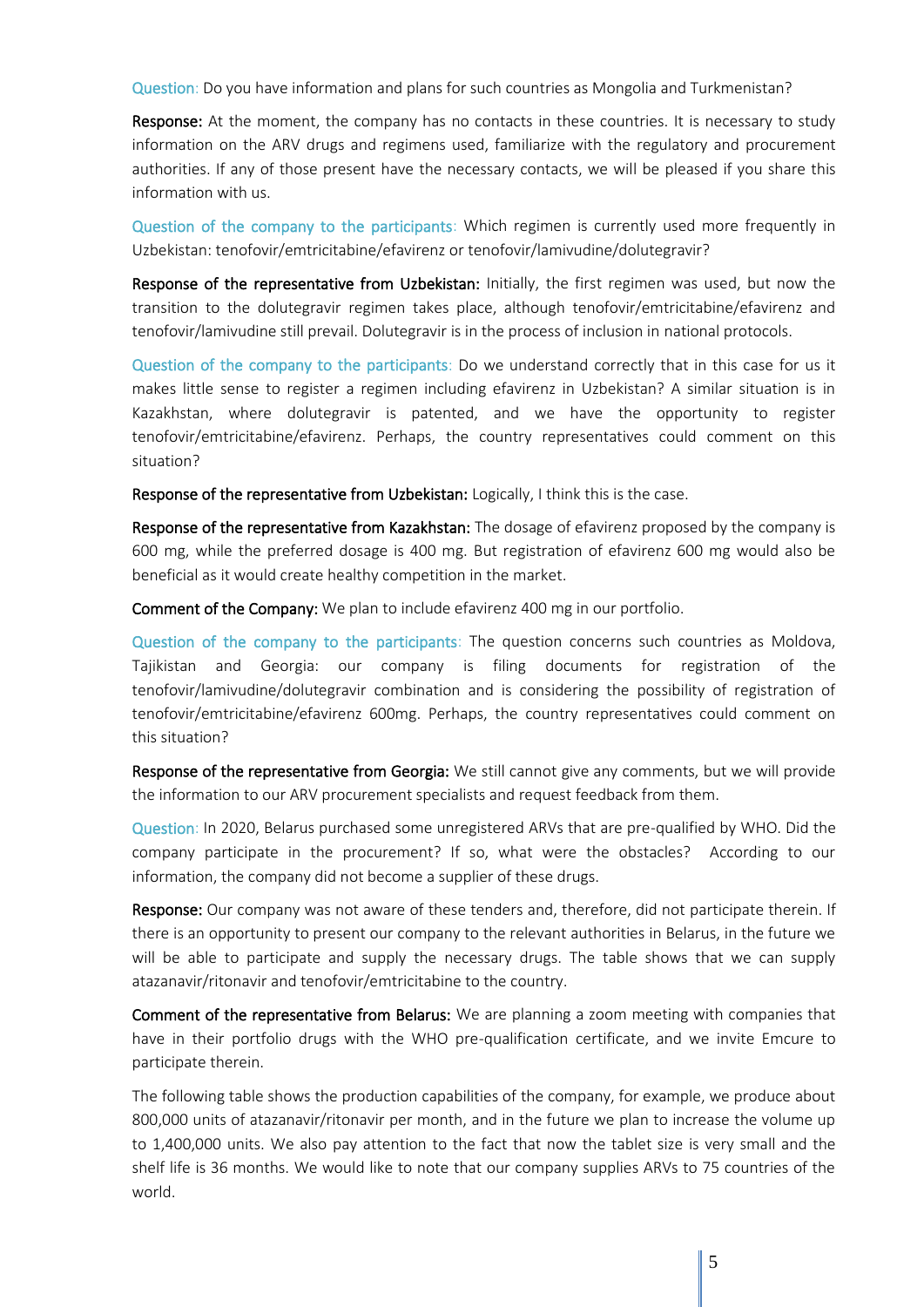Question: Do you have information and plans for such countries as Mongolia and Turkmenistan?

**Response:** At the moment, the company has no contacts in these countries. It is necessary to study information on the ARV drugs and regimens used, familiarize with the regulatory and procurement authorities. If any of those present have the necessary contacts, we will be pleased if you share this information with us.

Question of the company to the participants: Which regimen is currently used more frequently in Uzbekistan: tenofovir/emtricitabine/efavirenz or tenofovir/lamivudine/dolutegravir?

**Response of the representative from Uzbekistan:** Initially, the first regimen was used, but now the transition to the dolutegravir regimen takes place, although tenofovir/emtricitabine/efavirenz and tenofovir/lamivudine still prevail. Dolutegravir is in the process of inclusion in national protocols.

Question of the company to the participants: Do we understand correctly that in this case for us it makes little sense to register a regimen including efavirenz in Uzbekistan? A similar situation is in Kazakhstan, where dolutegravir is patented, and we have the opportunity to register tenofovir/emtricitabine/efavirenz. Perhaps, the country representatives could comment on this situation?

**Response of the representative from Uzbekistan:** Logically, I think this is the case.

**Response of the representative from Kazakhstan:** The dosage of efavirenz proposed by the company is 600 mg, while the preferred dosage is 400 mg. But registration of efavirenz 600 mg would also be beneficial as it would create healthy competition in the market.

**Comment of the Company:** We plan to include efavirenz 400 mg in our portfolio.

Question of the company to the participants: The question concerns such countries as Moldova, Tajikistan and Georgia: our company is filing documents for registration of the tenofovir/lamivudine/dolutegravir combination and is considering the possibility of registration of tenofovir/emtricitabine/efavirenz 600mg. Perhaps, the country representatives could comment on this situation?

**Response of the representative from Georgia:** We still cannot give any comments, but we will provide the information to our ARV procurement specialists and request feedback from them.

Question: In 2020, Belarus purchased some unregistered ARVs that are pre-qualified by WHO. Did the company participate in the procurement? If so, what were the obstacles? According to our information, the company did not become a supplier of these drugs.

**Response:** Our company was not aware of these tenders and, therefore, did not participate therein. If there is an opportunity to present our company to the relevant authorities in Belarus, in the future we will be able to participate and supply the necessary drugs. The table shows that we can supply atazanavir/ritonavir and tenofovir/emtricitabine to the country.

**Comment of the representative from Belarus:** We are planning a zoom meeting with companies that have in their portfolio drugs with the WHO pre-qualification certificate, and we invite Emcure to participate therein.

The following table shows the production capabilities of the company, for example, we produce about 800,000 units of atazanavir/ritonavir per month, and in the future we plan to increase the volume up to 1,400,000 units. We also pay attention to the fact that now the tablet size is very small and the shelf life is 36 months. We would like to note that our company supplies ARVs to 75 countries of the world.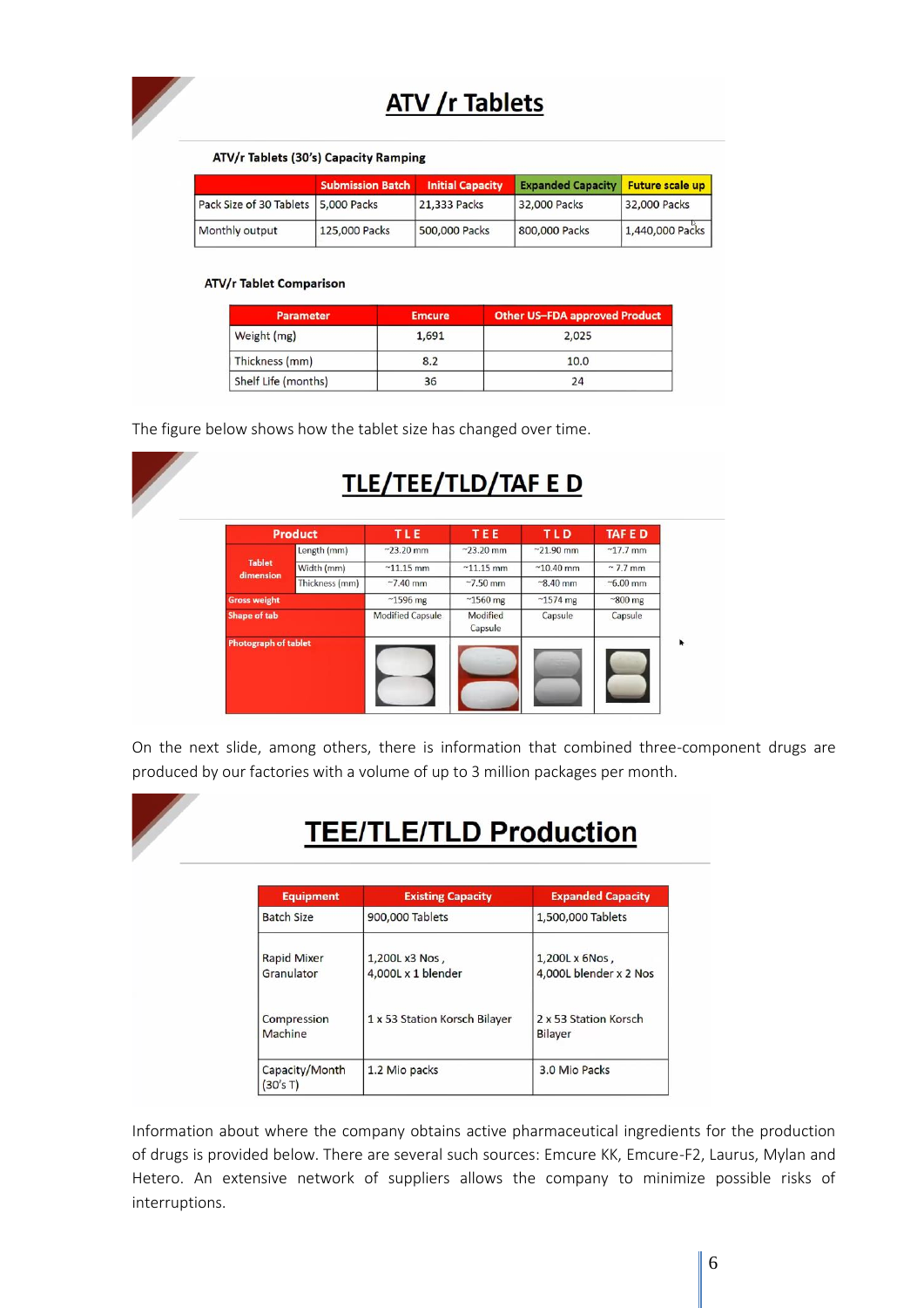## ATV /r Tablets

**ATV/r Tablets (30's) Capacity Ramping**

| | Submission Batch | Initial Capacity | Expanded Capacity | Future scale up |
|---|---|---|---|---|
| Pack Size of 30 Tablets | 5,000 Packs | 21,333 Packs | 32,000 Packs | 32,000 Packs |
| Monthly output | 125,000 Packs | 500,000 Packs | 800,000 Packs | 1,440,000 Packs |

**ATV/r Tablet Comparison**

| Parameter | Emcure | Other US–FDA approved Product |
|---|---|---|
| Weight (mg) | 1,691 | 2,025 |
| Thickness (mm) | 8.2 | 10.0 |
| Shelf Life (months) | 36 | 24 |

The figure below shows how the tablet size has changed over time.

## TLE/TEE/TLD/TAF E D

| Product | | TLE | TEE | TLD | TAF E D |
|---|---|---|---|---|---|
| Tablet dimension | Length (mm) | ~23.20 mm | ~23.20 mm | ~21.90 mm | ~17.7 mm |
| | Width (mm) | ~11.15 mm | ~11.15 mm | ~10.40 mm | ~ 7.7 mm |
| | Thickness (mm) | ~7.40 mm | ~7.50 mm | ~8.40 mm | ~6.00 mm |
| Gross weight | | ~1596 mg | ~1560 mg | ~1574 mg | ~800 mg |
| Shape of tab | | Modified Capsule | Modified Capsule | Capsule | Capsule |
| Photograph of tablet | | | | | |

On the next slide, among others, there is information that combined three-component drugs are produced by our factories with a volume of up to 3 million packages per month.

## TEE/TLE/TLD Production

| Equipment | Existing Capacity | Expanded Capacity |
|---|---|---|
| Batch Size | 900,000 Tablets | 1,500,000 Tablets |
| Rapid Mixer Granulator | 1,200L x3 Nos , 4,000L x 1 blender | 1,200L x 6Nos , 4,000L blender x 2 Nos |
| Compression Machine | 1 x 53 Station Korsch Bilayer | 2 x 53 Station Korsch Bilayer |
| Capacity/Month (30's T) | 1.2 Mio packs | 3.0 Mio Packs |

Information about where the company obtains active pharmaceutical ingredients for the production of drugs is provided below. There are several such sources: Emcure KK, Emcure-F2, Laurus, Mylan and Hetero. An extensive network of suppliers allows the company to minimize possible risks of interruptions.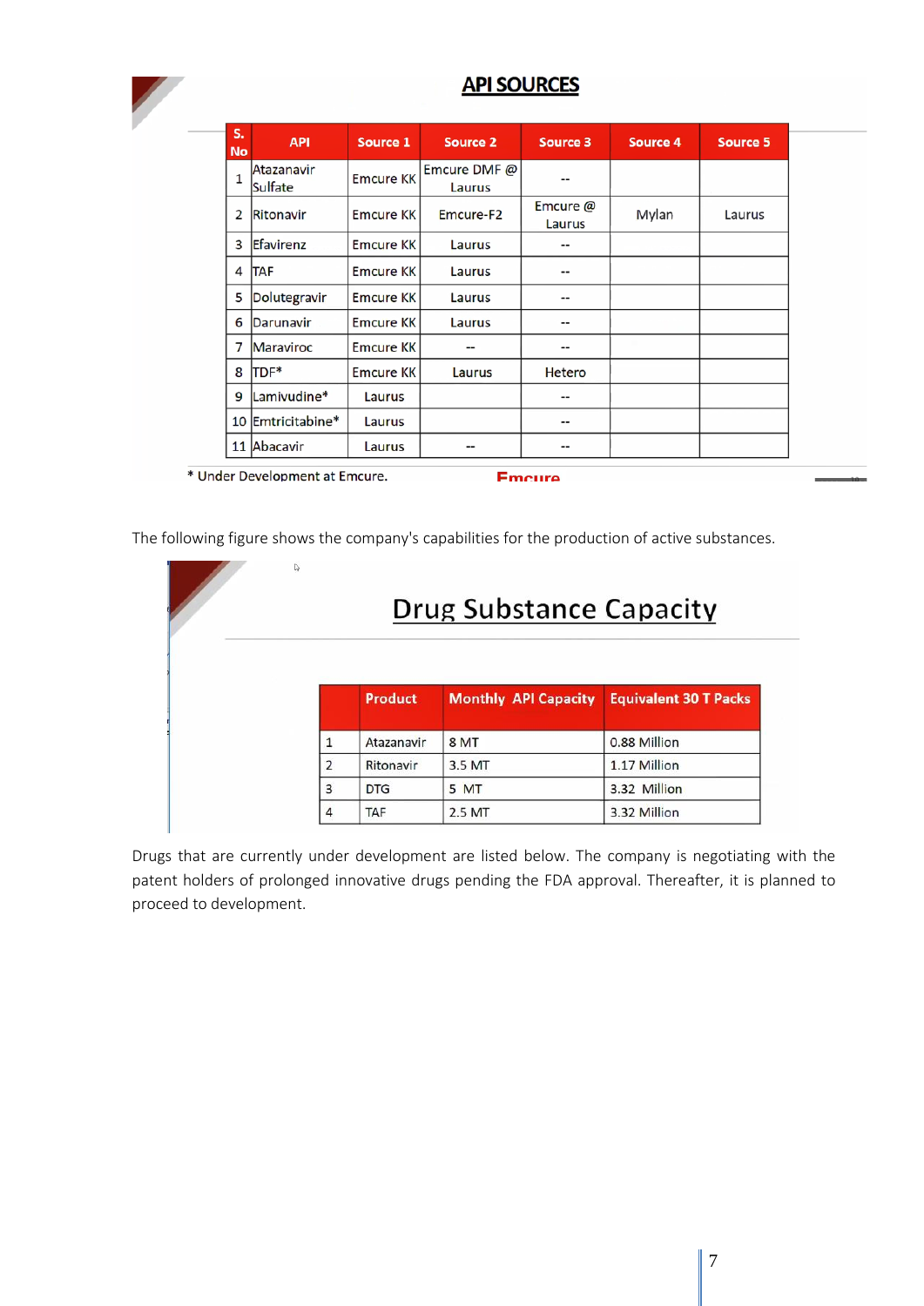## API SOURCES

| S. No | API | Source 1 | Source 2 | Source 3 | Source 4 | Source 5 |
|---|---|---|---|---|---|---|
| 1 | Atazanavir Sulfate | Emcure KK | Emcure DMF @ Laurus | -- | | |
| 2 | Ritonavir | Emcure KK | Emcure-F2 | Emcure @ Laurus | Mylan | Laurus |
| 3 | Efavirenz | Emcure KK | Laurus | -- | | |
| 4 | TAF | Emcure KK | Laurus | -- | | |
| 5 | Dolutegravir | Emcure KK | Laurus | -- | | |
| 6 | Darunavir | Emcure KK | Laurus | -- | | |
| 7 | Maraviroc | Emcure KK | -- | -- | | |
| 8 | TDF* | Emcure KK | Laurus | Hetero | | |
| 9 | Lamivudine* | Laurus | | -- | | |
| 10 | Emtricitabine* | Laurus | | -- | | |
| 11 | Abacavir | Laurus | -- | -- | | |

* Under Development at Emcure.

Emcure

The following figure shows the company's capabilities for the production of active substances.

## Drug Substance Capacity

| | Product | Monthly API Capacity | Equivalent 30 T Packs |
|---|---|---|---|
| 1 | Atazanavir | 8 MT | 0.88 Million |
| 2 | Ritonavir | 3.5 MT | 1.17 Million |
| 3 | DTG | 5 MT | 3.32 Million |
| 4 | TAF | 2.5 MT | 3.32 Million |

Drugs that are currently under development are listed below. The company is negotiating with the patent holders of prolonged innovative drugs pending the FDA approval. Thereafter, it is planned to proceed to development.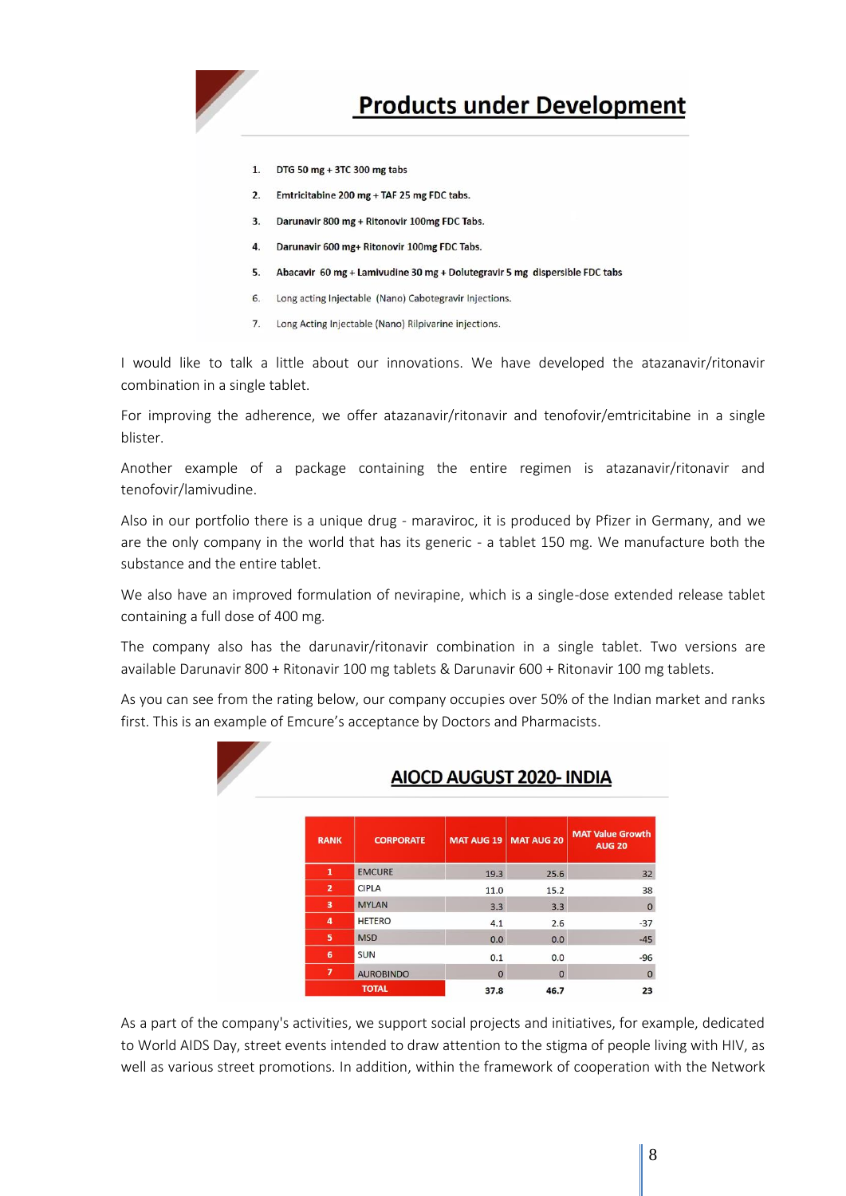## Products under Development

1. DTG 50 mg + 3TC 300 mg tabs
2. Emtricitabine 200 mg + TAF 25 mg FDC tabs.
3. Darunavir 800 mg + Ritonovir 100mg FDC Tabs.
4. Darunavir 600 mg+ Ritonovir 100mg FDC Tabs.
5. Abacavir 60 mg + Lamivudine 30 mg + Dolutegravir 5 mg dispersible FDC tabs
6. Long acting Injectable (Nano) Cabotegravir Injections.
7. Long Acting Injectable (Nano) Rilpivarine injections.

I would like to talk a little about our innovations. We have developed the atazanavir/ritonavir combination in a single tablet.

For improving the adherence, we offer atazanavir/ritonavir and tenofovir/emtricitabine in a single blister.

Another example of a package containing the entire regimen is atazanavir/ritonavir and tenofovir/lamivudine.

Also in our portfolio there is a unique drug - maraviroc, it is produced by Pfizer in Germany, and we are the only company in the world that has its generic - a tablet 150 mg. We manufacture both the substance and the entire tablet.

We also have an improved formulation of nevirapine, which is a single-dose extended release tablet containing a full dose of 400 mg.

The company also has the darunavir/ritonavir combination in a single tablet. Two versions are available Darunavir 800 + Ritonavir 100 mg tablets & Darunavir 600 + Ritonavir 100 mg tablets.

As you can see from the rating below, our company occupies over 50% of the Indian market and ranks first. This is an example of Emcure's acceptance by Doctors and Pharmacists.

## AIOCD AUGUST 2020- INDIA

| RANK | CORPORATE | MAT AUG 19 | MAT AUG 20 | MAT Value Growth AUG 20 |
|---|---|---|---|---|
| 1 | EMCURE | 19.3 | 25.6 | 32 |
| 2 | CIPLA | 11.0 | 15.2 | 38 |
| 3 | MYLAN | 3.3 | 3.3 | 0 |
| 4 | HETERO | 4.1 | 2.6 | -37 |
| 5 | MSD | 0.0 | 0.0 | -45 |
| 6 | SUN | 0.1 | 0.0 | -96 |
| 7 | AUROBINDO | 0 | 0 | 0 |
| | TOTAL | 37.8 | 46.7 | 23 |

As a part of the company's activities, we support social projects and initiatives, for example, dedicated to World AIDS Day, street events intended to draw attention to the stigma of people living with HIV, as well as various street promotions. In addition, within the framework of cooperation with the Network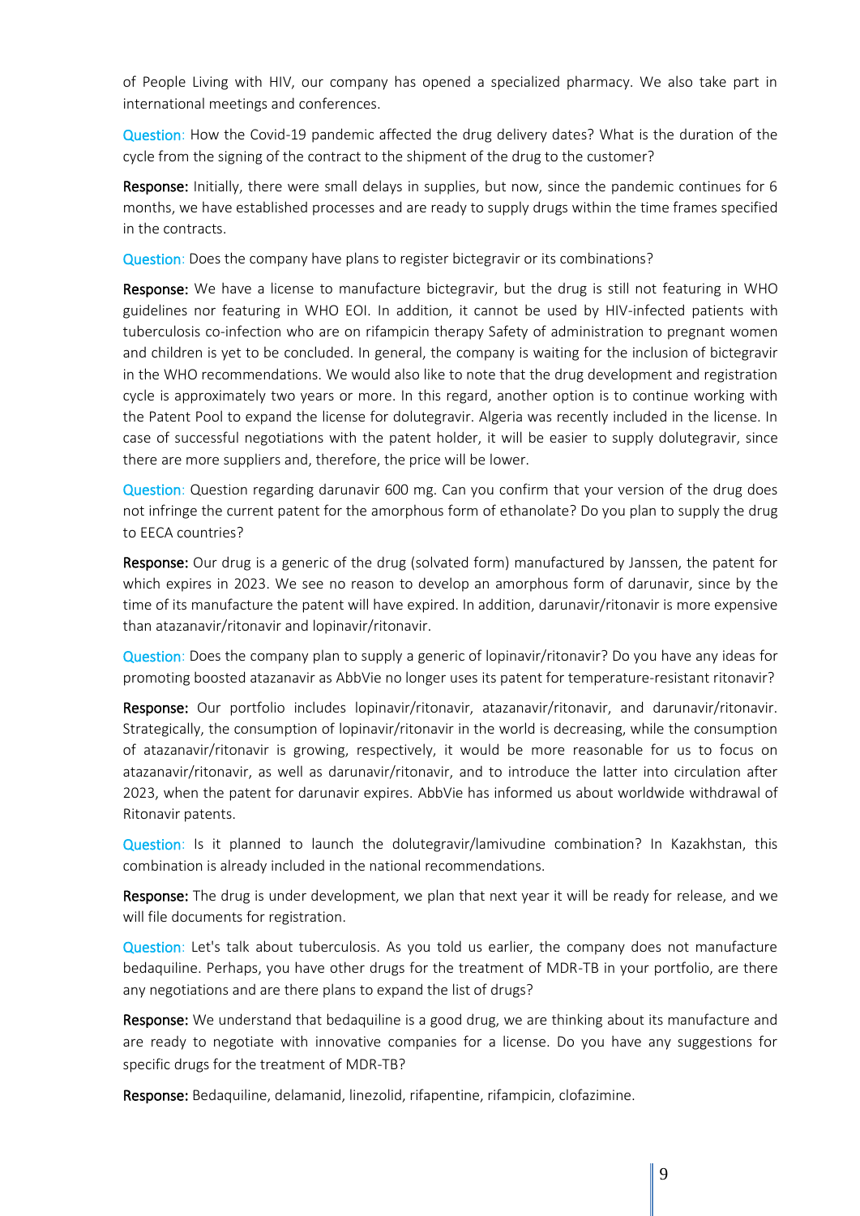of People Living with HIV, our company has opened a specialized pharmacy. We also take part in international meetings and conferences.

Question: How the Covid-19 pandemic affected the drug delivery dates? What is the duration of the cycle from the signing of the contract to the shipment of the drug to the customer?

**Response:** Initially, there were small delays in supplies, but now, since the pandemic continues for 6 months, we have established processes and are ready to supply drugs within the time frames specified in the contracts.

Question: Does the company have plans to register bictegravir or its combinations?

**Response:** We have a license to manufacture bictegravir, but the drug is still not featuring in WHO guidelines nor featuring in WHO EOI. In addition, it cannot be used by HIV-infected patients with tuberculosis co-infection who are on rifampicin therapy Safety of administration to pregnant women and children is yet to be concluded. In general, the company is waiting for the inclusion of bictegravir in the WHO recommendations. We would also like to note that the drug development and registration cycle is approximately two years or more. In this regard, another option is to continue working with the Patent Pool to expand the license for dolutegravir. Algeria was recently included in the license. In case of successful negotiations with the patent holder, it will be easier to supply dolutegravir, since there are more suppliers and, therefore, the price will be lower.

Question: Question regarding darunavir 600 mg. Can you confirm that your version of the drug does not infringe the current patent for the amorphous form of ethanolate? Do you plan to supply the drug to EECA countries?

**Response:** Our drug is a generic of the drug (solvated form) manufactured by Janssen, the patent for which expires in 2023. We see no reason to develop an amorphous form of darunavir, since by the time of its manufacture the patent will have expired. In addition, darunavir/ritonavir is more expensive than atazanavir/ritonavir and lopinavir/ritonavir.

Question: Does the company plan to supply a generic of lopinavir/ritonavir? Do you have any ideas for promoting boosted atazanavir as AbbVie no longer uses its patent for temperature-resistant ritonavir?

**Response:** Our portfolio includes lopinavir/ritonavir, atazanavir/ritonavir, and darunavir/ritonavir. Strategically, the consumption of lopinavir/ritonavir in the world is decreasing, while the consumption of atazanavir/ritonavir is growing, respectively, it would be more reasonable for us to focus on atazanavir/ritonavir, as well as darunavir/ritonavir, and to introduce the latter into circulation after 2023, when the patent for darunavir expires. AbbVie has informed us about worldwide withdrawal of Ritonavir patents.

Question: Is it planned to launch the dolutegravir/lamivudine combination? In Kazakhstan, this combination is already included in the national recommendations.

**Response:** The drug is under development, we plan that next year it will be ready for release, and we will file documents for registration.

Question: Let's talk about tuberculosis. As you told us earlier, the company does not manufacture bedaquiline. Perhaps, you have other drugs for the treatment of MDR-TB in your portfolio, are there any negotiations and are there plans to expand the list of drugs?

**Response:** We understand that bedaquiline is a good drug, we are thinking about its manufacture and are ready to negotiate with innovative companies for a license. Do you have any suggestions for specific drugs for the treatment of MDR-TB?

**Response:** Bedaquiline, delamanid, linezolid, rifapentine, rifampicin, clofazimine.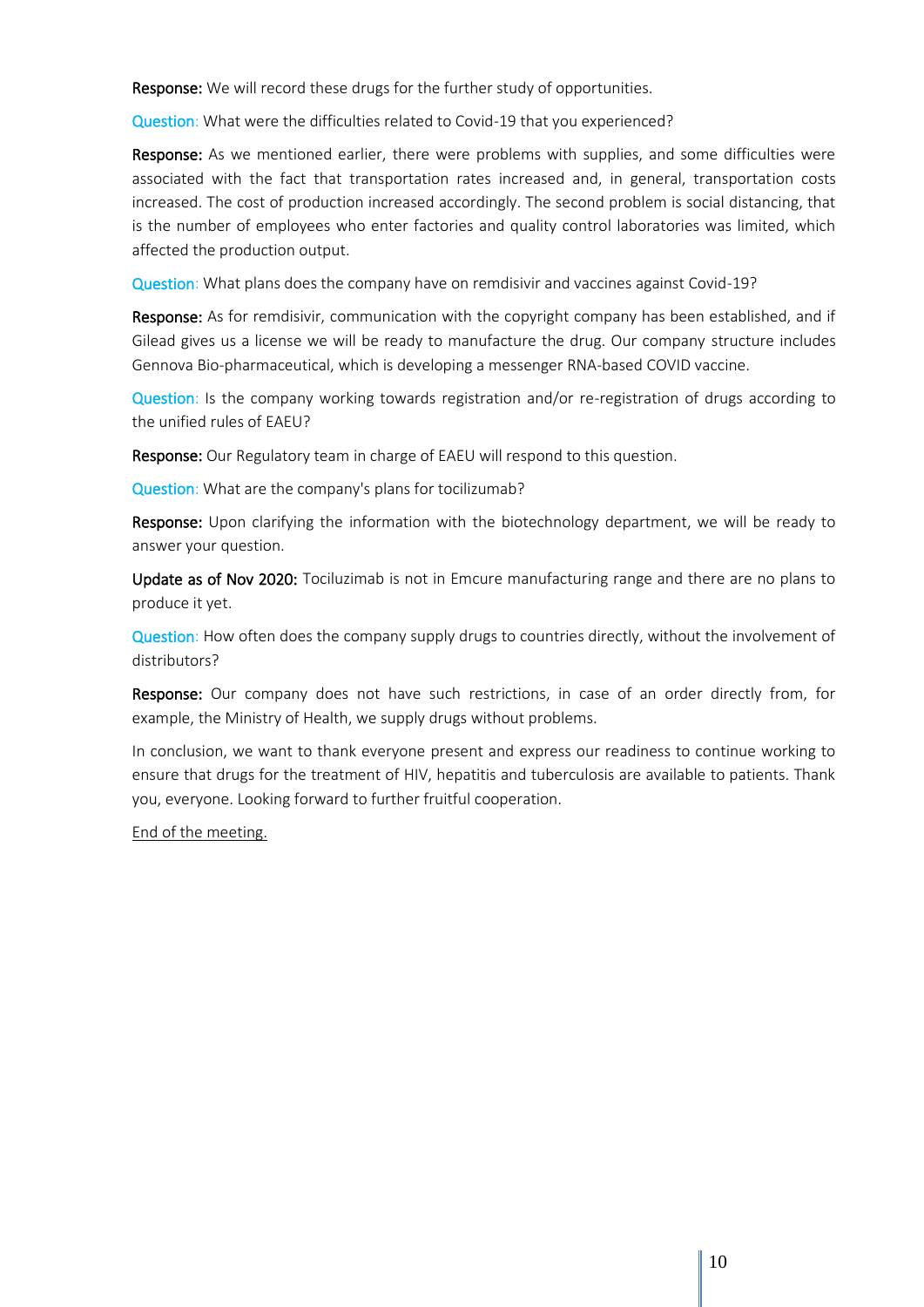**Response:** We will record these drugs for the further study of opportunities.

Question: What were the difficulties related to Covid-19 that you experienced?

**Response:** As we mentioned earlier, there were problems with supplies, and some difficulties were associated with the fact that transportation rates increased and, in general, transportation costs increased. The cost of production increased accordingly. The second problem is social distancing, that is the number of employees who enter factories and quality control laboratories was limited, which affected the production output.

Question: What plans does the company have on remdisivir and vaccines against Covid-19?

**Response:** As for remdisivir, communication with the copyright company has been established, and if Gilead gives us a license we will be ready to manufacture the drug. Our company structure includes Gennova Bio-pharmaceutical, which is developing a messenger RNA-based COVID vaccine.

Question: Is the company working towards registration and/or re-registration of drugs according to the unified rules of EAEU?

**Response:** Our Regulatory team in charge of EAEU will respond to this question.

Question: What are the company's plans for tocilizumab?

**Response:** Upon clarifying the information with the biotechnology department, we will be ready to answer your question.

**Update as of Nov 2020:** Tociluzimab is not in Emcure manufacturing range and there are no plans to produce it yet.

Question: How often does the company supply drugs to countries directly, without the involvement of distributors?

**Response:** Our company does not have such restrictions, in case of an order directly from, for example, the Ministry of Health, we supply drugs without problems.

In conclusion, we want to thank everyone present and express our readiness to continue working to ensure that drugs for the treatment of HIV, hepatitis and tuberculosis are available to patients. Thank you, everyone. Looking forward to further fruitful cooperation.

End of the meeting.